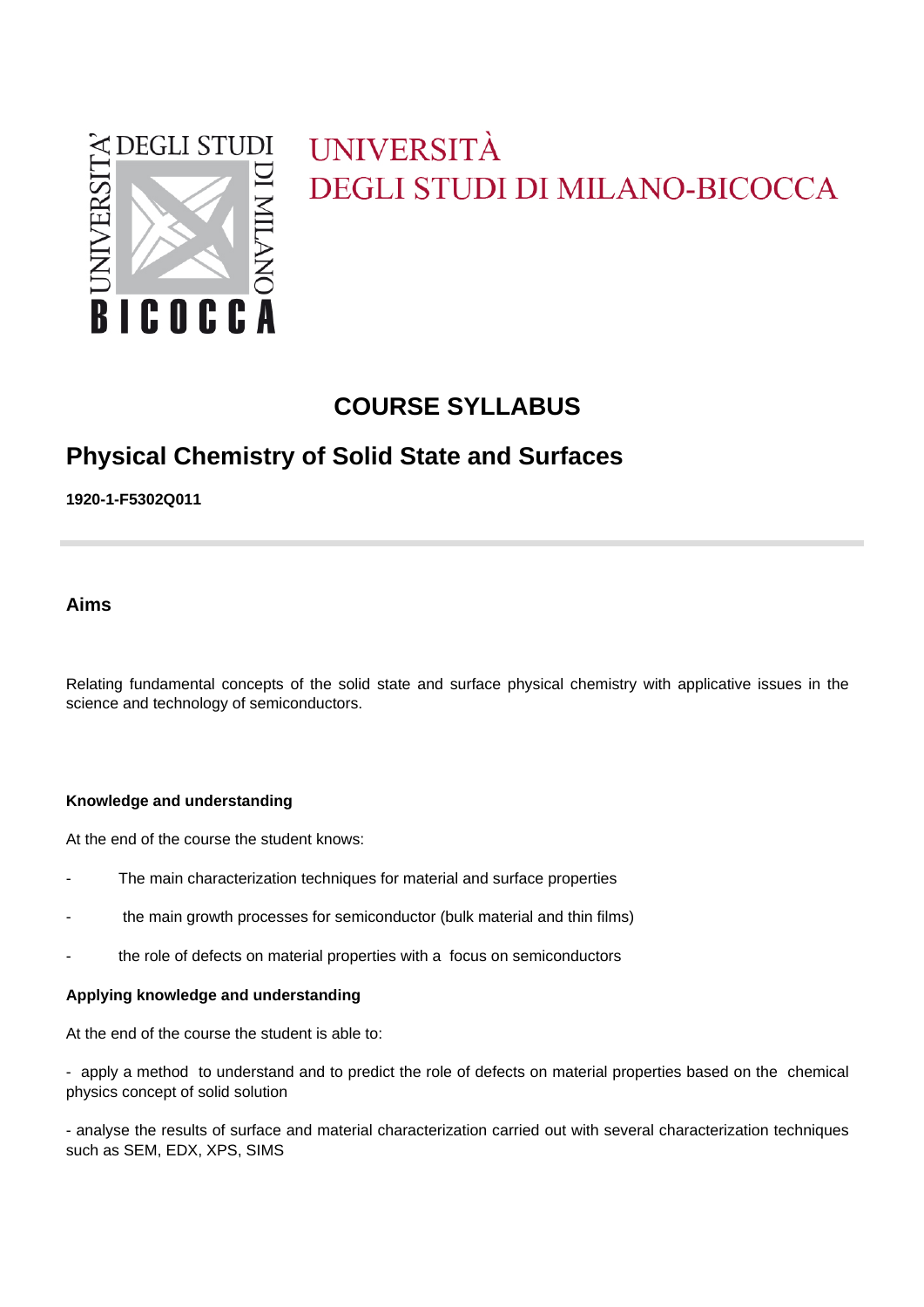UNIVERSITÀ
DEGLI STUDI DI MILANO-BICOCCA

# COURSE SYLLABUS

## Physical Chemistry of Solid State and Surfaces

**1920-1-F5302Q011**

---

### Aims

Relating fundamental concepts of the solid state and surface physical chemistry with applicative issues in the science and technology of semiconductors.

**Knowledge and understanding**

At the end of the course the student knows:

- The main characterization techniques for material and surface properties
- the main growth processes for semiconductor (bulk material and thin films)
- the role of defects on material properties with a focus on semiconductors

**Applying knowledge and understanding**

At the end of the course the student is able to:

- apply a method to understand and to predict the role of defects on material properties based on the chemical physics concept of solid solution

- analyse the results of surface and material characterization carried out with several characterization techniques such as SEM, EDX, XPS, SIMS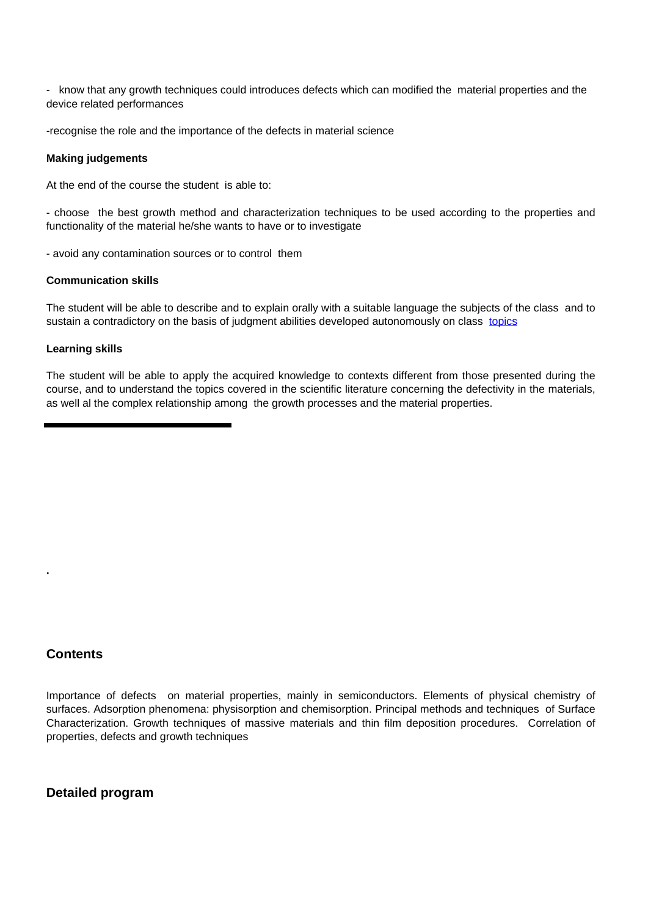- know that any growth techniques could introduces defects which can modified the material properties and the device related performances

-recognise the role and the importance of the defects in material science

**Making judgements**

At the end of the course the student is able to:

- choose the best growth method and characterization techniques to be used according to the properties and functionality of the material he/she wants to have or to investigate

- avoid any contamination sources or to control them

**Communication skills**

The student will be able to describe and to explain orally with a suitable language the subjects of the class and to sustain a contradictory on the basis of judgment abilities developed autonomously on class topics

**Learning skills**

The student will be able to apply the acquired knowledge to contexts different from those presented during the course, and to understand the topics covered in the scientific literature concerning the defectivity in the materials, as well al the complex relationship among the growth processes and the material properties.

---

.

## Contents

Importance of defects on material properties, mainly in semiconductors. Elements of physical chemistry of surfaces. Adsorption phenomena: physisorption and chemisorption. Principal methods and techniques of Surface Characterization. Growth techniques of massive materials and thin film deposition procedures. Correlation of properties, defects and growth techniques

## Detailed program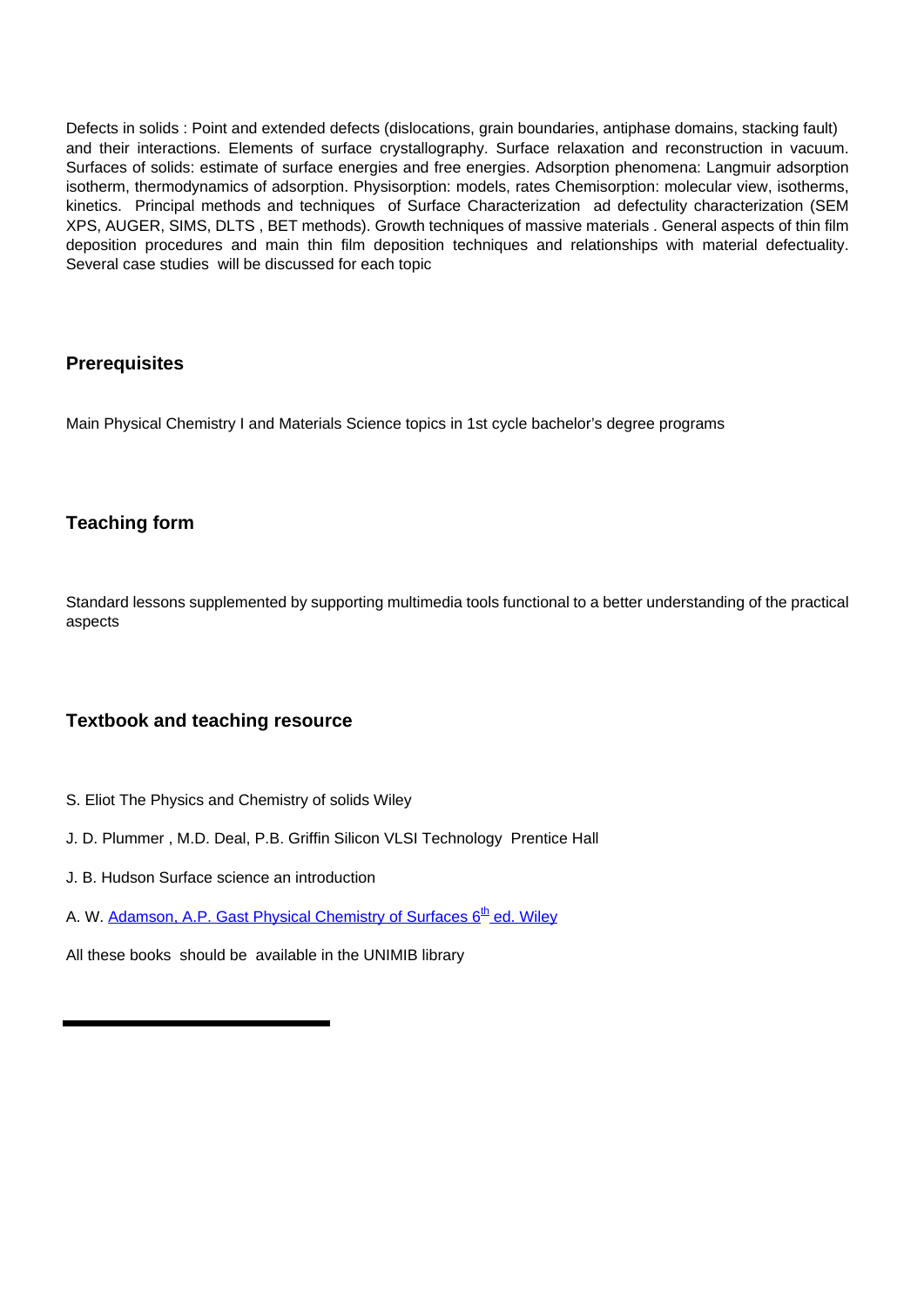Defects in solids : Point and extended defects (dislocations, grain boundaries, antiphase domains, stacking fault) and their interactions. Elements of surface crystallography. Surface relaxation and reconstruction in vacuum. Surfaces of solids: estimate of surface energies and free energies. Adsorption phenomena: Langmuir adsorption isotherm, thermodynamics of adsorption. Physisorption: models, rates Chemisorption: molecular view, isotherms, kinetics. Principal methods and techniques of Surface Characterization ad defectulity characterization (SEM XPS, AUGER, SIMS, DLTS , BET methods). Growth techniques of massive materials . General aspects of thin film deposition procedures and main thin film deposition techniques and relationships with material defectuality. Several case studies will be discussed for each topic

## Prerequisites

Main Physical Chemistry I and Materials Science topics in 1st cycle bachelor's degree programs

## Teaching form

Standard lessons supplemented by supporting multimedia tools functional to a better understanding of the practical aspects

## Textbook and teaching resource

S. Eliot The Physics and Chemistry of solids Wiley

J. D. Plummer , M.D. Deal, P.B. Griffin Silicon VLSI Technology Prentice Hall

J. B. Hudson Surface science an introduction

A. W. Adamson, A.P. Gast Physical Chemistry of Surfaces 6th ed. Wiley

All these books should be available in the UNIMIB library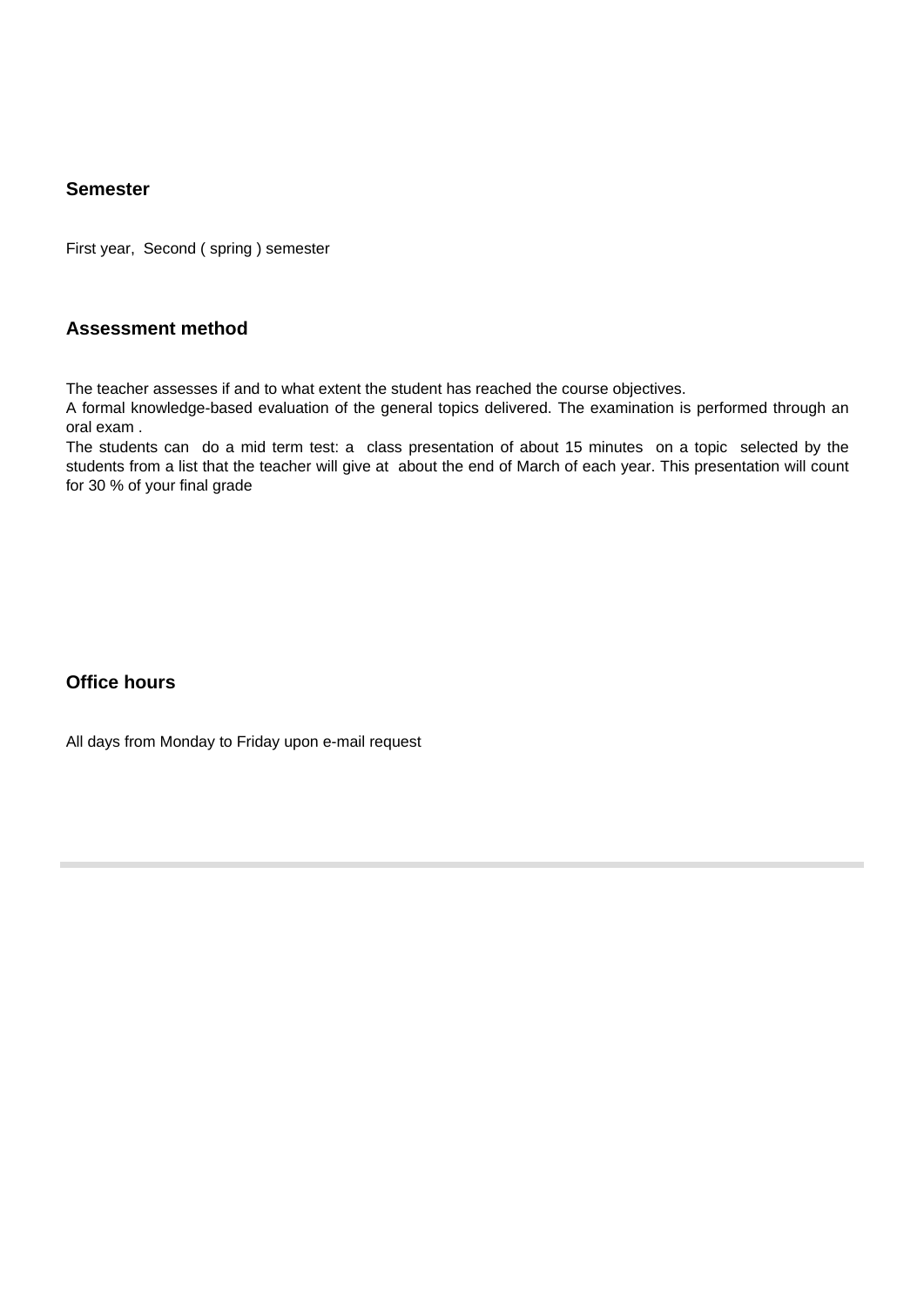### Semester

First year, Second ( spring ) semester

### Assessment method

The teacher assesses if and to what extent the student has reached the course objectives.
A formal knowledge-based evaluation of the general topics delivered. The examination is performed through an oral exam .
The students can do a mid term test: a class presentation of about 15 minutes on a topic selected by the students from a list that the teacher will give at about the end of March of each year. This presentation will count for 30 % of your final grade

### Office hours

All days from Monday to Friday upon e-mail request